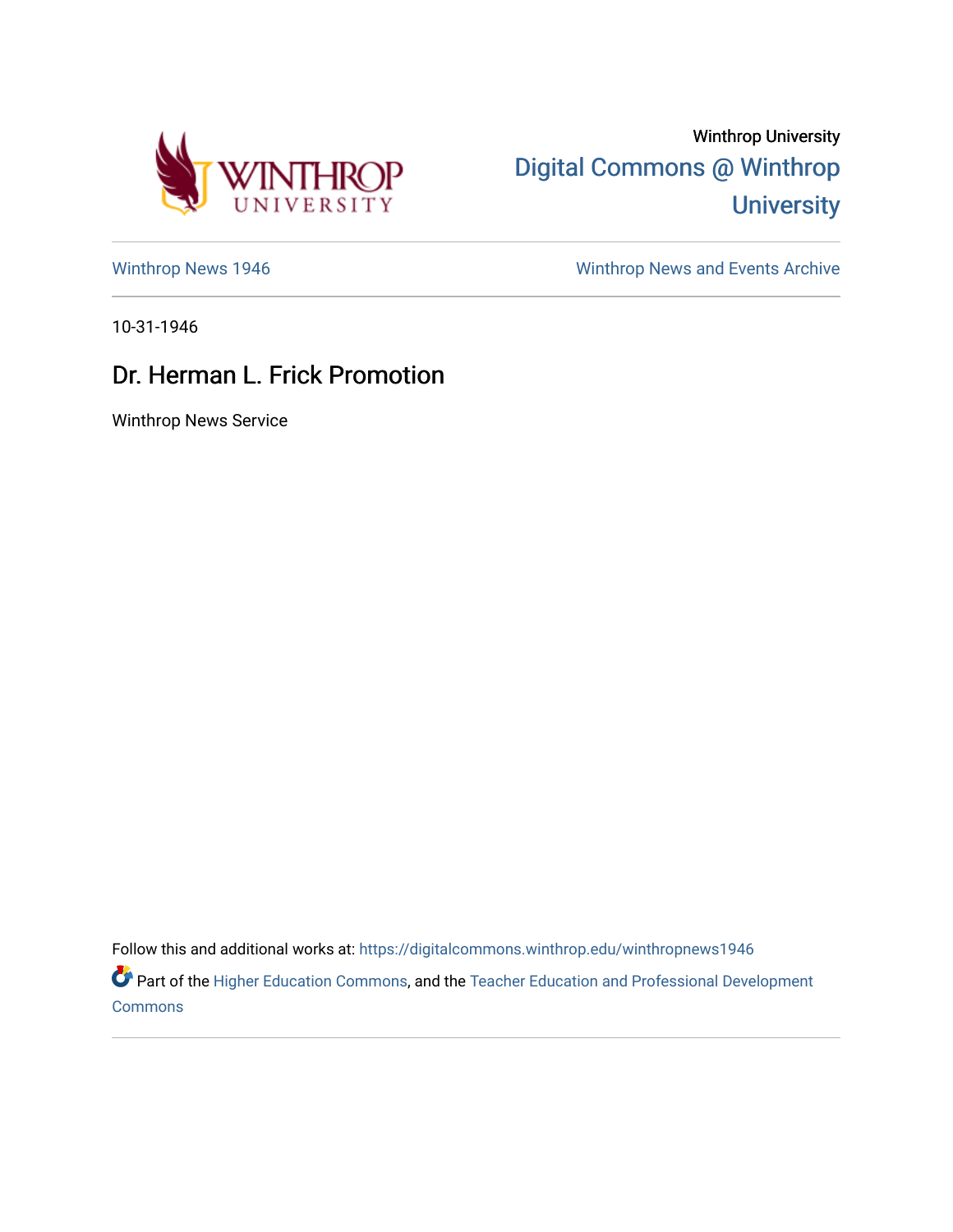Winthrop University

Digital Commons @ Winthrop University

Winthrop News 1946

Winthrop News and Events Archive

10-31-1946

# Dr. Herman L. Frick Promotion

Winthrop News Service

Follow this and additional works at: https://digitalcommons.winthrop.edu/winthropnews1946

Part of the Higher Education Commons, and the Teacher Education and Professional Development Commons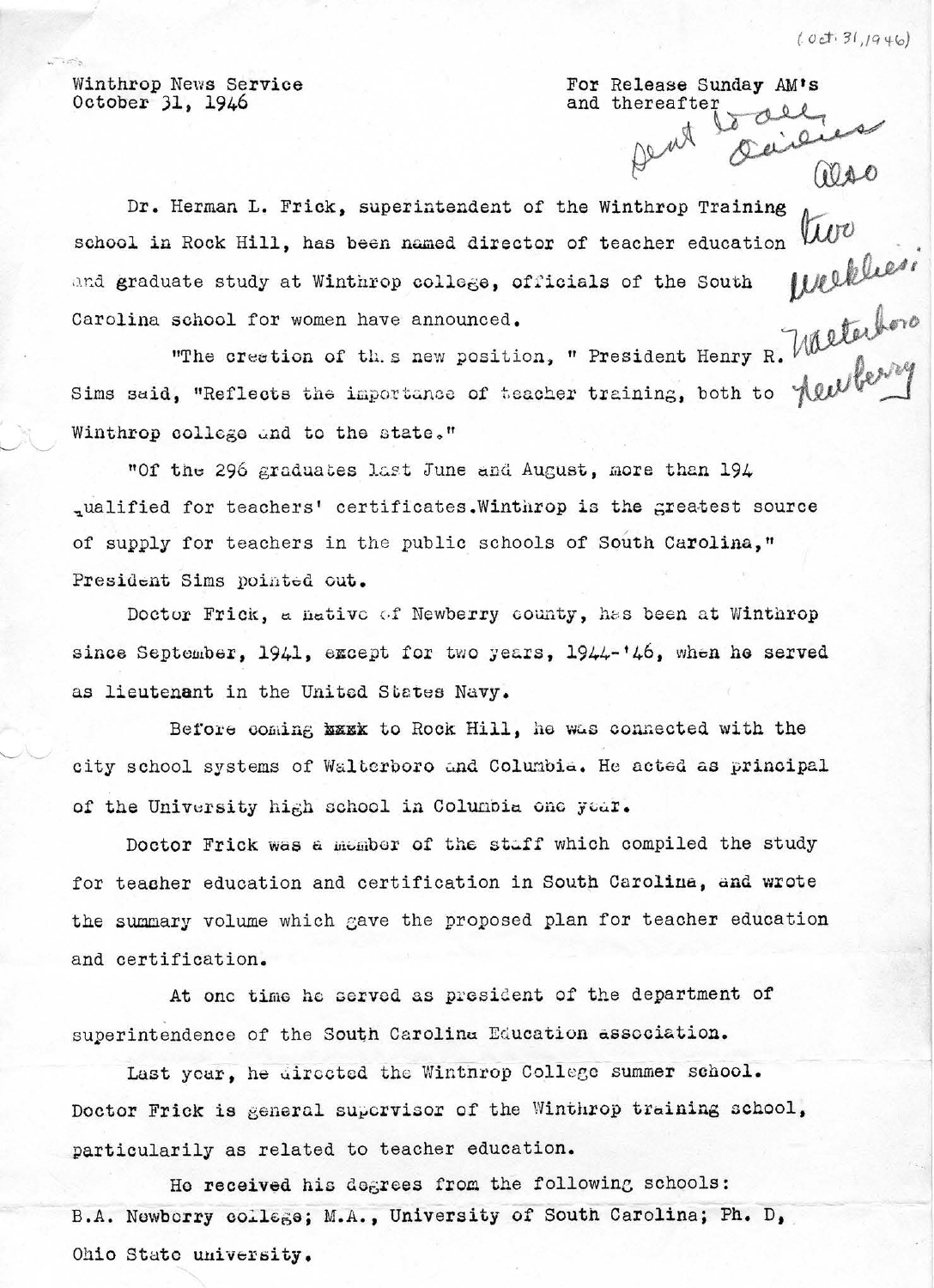(Oct. 31, 1946)

Winthrop News Service
October 31, 1946

For Release Sunday AM's
and thereafter

Sent to all Dailies
Also two weeklies: Walterboro, Newberry

Dr. Herman L. Frick, superintendent of the Winthrop Training school in Rock Hill, has been named director of teacher education and graduate study at Winthrop college, officials of the South Carolina school for women have announced.

"The creation of this new position, " President Henry R. Sims said, "Reflects the importance of teacher training, both to Winthrop college and to the state."

"Of the 296 graduates last June and August, more than 194 qualified for teachers' certificates.Winthrop is the greatest source of supply for teachers in the public schools of South Carolina," President Sims pointed out.

Doctor Frick, a native of Newberry county, has been at Winthrop since September, 1941, except for two years, 1944-'46, when he served as lieutenant in the United States Navy.

Before coming ~~back~~ to Rock Hill, he was connected with the city school systems of Walterboro and Columbia. He acted as principal of the University high school in Columbia one year.

Doctor Frick was a member of the staff which compiled the study for teacher education and certification in South Carolina, and wrote the summary volume which gave the proposed plan for teacher education and certification.

At one time he served as president of the department of superintendence of the South Carolina Education association.

Last year, he directed the Winthrop College summer school. Doctor Frick is general supervisor of the Winthrop training school, particularily as related to teacher education.

He received his degrees from the following schools: B.A. Newberry college; M.A., University of South Carolina; Ph. D, Ohio State university.